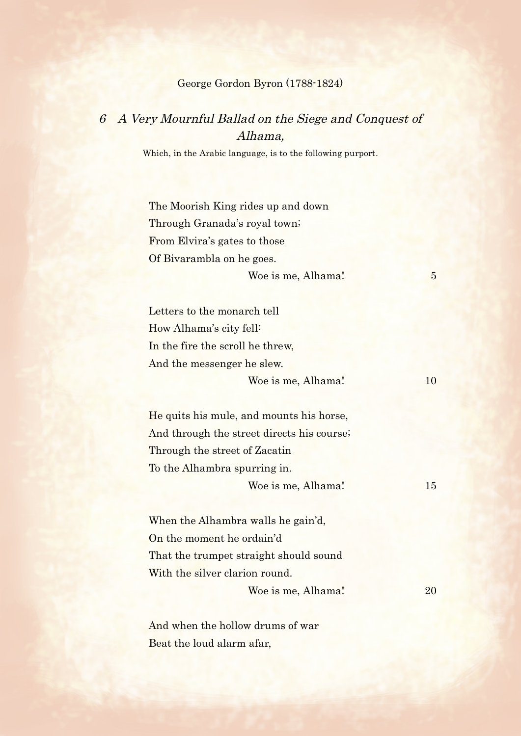George Gordon Byron (1788-1824)

## *6 A Very Mournful Ballad on the Siege and Conquest of Alhama,*

Which, in the Arabic language, is to the following purport.

The Moorish King rides up and down  
Through Granada's royal town;  
From Elvira's gates to those  
Of Bivarambla on he goes.  
Woe is me, Alhama! 5

Letters to the monarch tell  
How Alhama's city fell:  
In the fire the scroll he threw,  
And the messenger he slew.  
Woe is me, Alhama! 10

He quits his mule, and mounts his horse,  
And through the street directs his course;  
Through the street of Zacatin  
To the Alhambra spurring in.  
Woe is me, Alhama! 15

When the Alhambra walls he gain'd,  
On the moment he ordain'd  
That the trumpet straight should sound  
With the silver clarion round.  
Woe is me, Alhama! 20

And when the hollow drums of war  
Beat the loud alarm afar,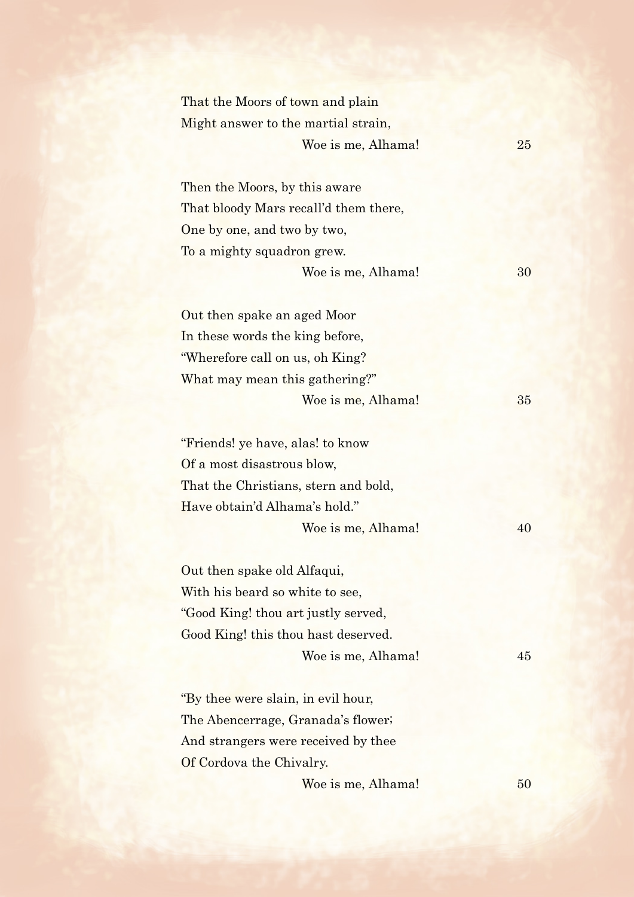That the Moors of town and plain  
Might answer to the martial strain,  
Woe is me, Alhama! 25

Then the Moors, by this aware  
That bloody Mars recall'd them there,  
One by one, and two by two,  
To a mighty squadron grew.  
Woe is me, Alhama! 30

Out then spake an aged Moor  
In these words the king before,  
"Wherefore call on us, oh King?  
What may mean this gathering?"  
Woe is me, Alhama! 35

"Friends! ye have, alas! to know  
Of a most disastrous blow,  
That the Christians, stern and bold,  
Have obtain'd Alhama's hold."  
Woe is me, Alhama! 40

Out then spake old Alfaqui,  
With his beard so white to see,  
"Good King! thou art justly served,  
Good King! this thou hast deserved.  
Woe is me, Alhama! 45

"By thee were slain, in evil hour,  
The Abencerrage, Granada's flower;  
And strangers were received by thee  
Of Cordova the Chivalry.  
Woe is me, Alhama! 50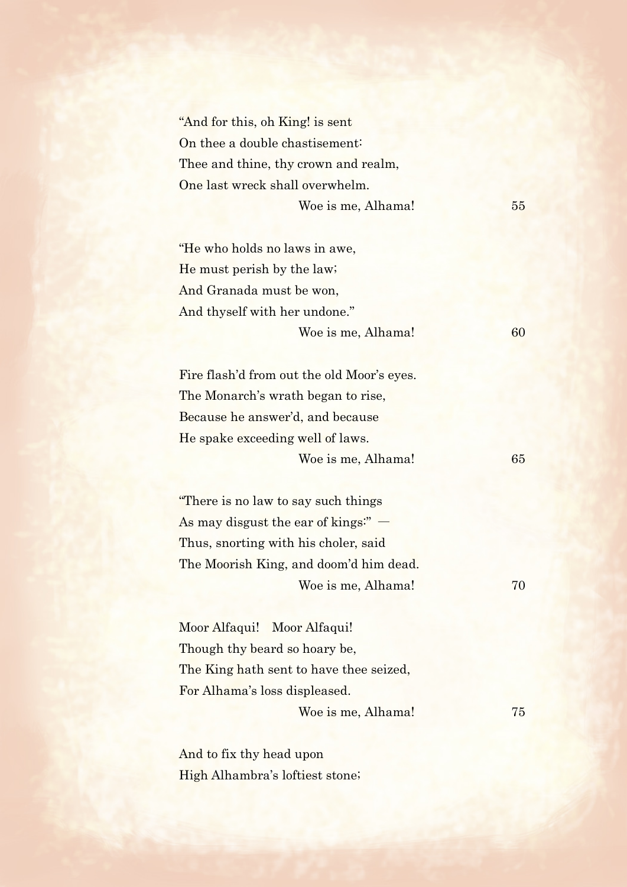"And for this, oh King! is sent
On thee a double chastisement:
Thee and thine, thy crown and realm,
One last wreck shall overwhelm.
Woe is me, Alhama! 55

"He who holds no laws in awe,
He must perish by the law;
And Granada must be won,
And thyself with her undone."
Woe is me, Alhama! 60

Fire flash'd from out the old Moor's eyes.
The Monarch's wrath began to rise,
Because he answer'd, and because
He spake exceeding well of laws.
Woe is me, Alhama! 65

"There is no law to say such things
As may disgust the ear of kings:" —
Thus, snorting with his choler, said
The Moorish King, and doom'd him dead.
Woe is me, Alhama! 70

Moor Alfaqui! Moor Alfaqui!
Though thy beard so hoary be,
The King hath sent to have thee seized,
For Alhama's loss displeased.
Woe is me, Alhama! 75

And to fix thy head upon
High Alhambra's loftiest stone;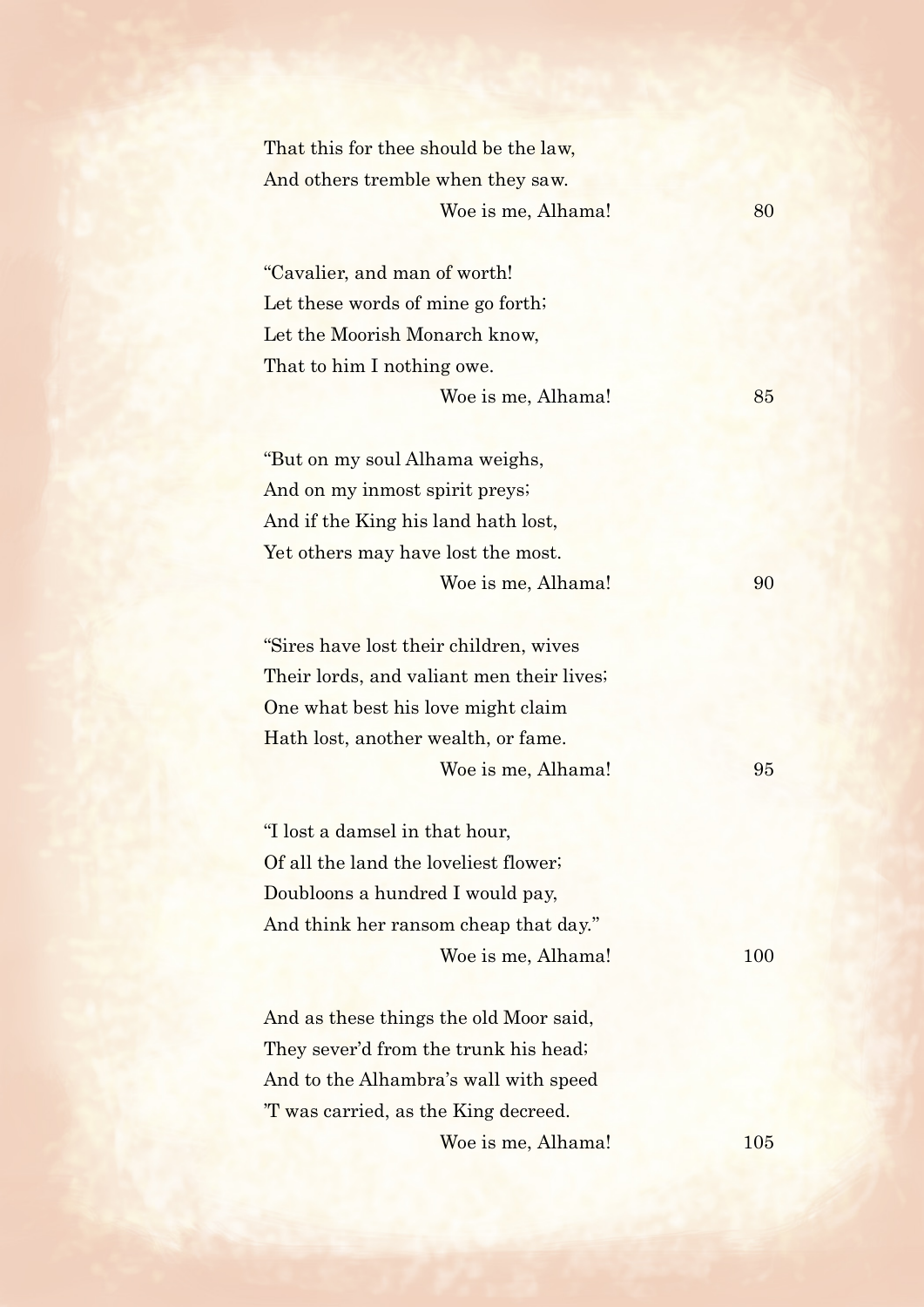That this for thee should be the law,  
And others tremble when they saw.  
Woe is me, Alhama! 80

"Cavalier, and man of worth!  
Let these words of mine go forth;  
Let the Moorish Monarch know,  
That to him I nothing owe.  
Woe is me, Alhama! 85

"But on my soul Alhama weighs,  
And on my inmost spirit preys;  
And if the King his land hath lost,  
Yet others may have lost the most.  
Woe is me, Alhama! 90

"Sires have lost their children, wives  
Their lords, and valiant men their lives;  
One what best his love might claim  
Hath lost, another wealth, or fame.  
Woe is me, Alhama! 95

"I lost a damsel in that hour,  
Of all the land the loveliest flower;  
Doubloons a hundred I would pay,  
And think her ransom cheap that day."  
Woe is me, Alhama! 100

And as these things the old Moor said,  
They sever'd from the trunk his head;  
And to the Alhambra's wall with speed  
'T was carried, as the King decreed.  
Woe is me, Alhama! 105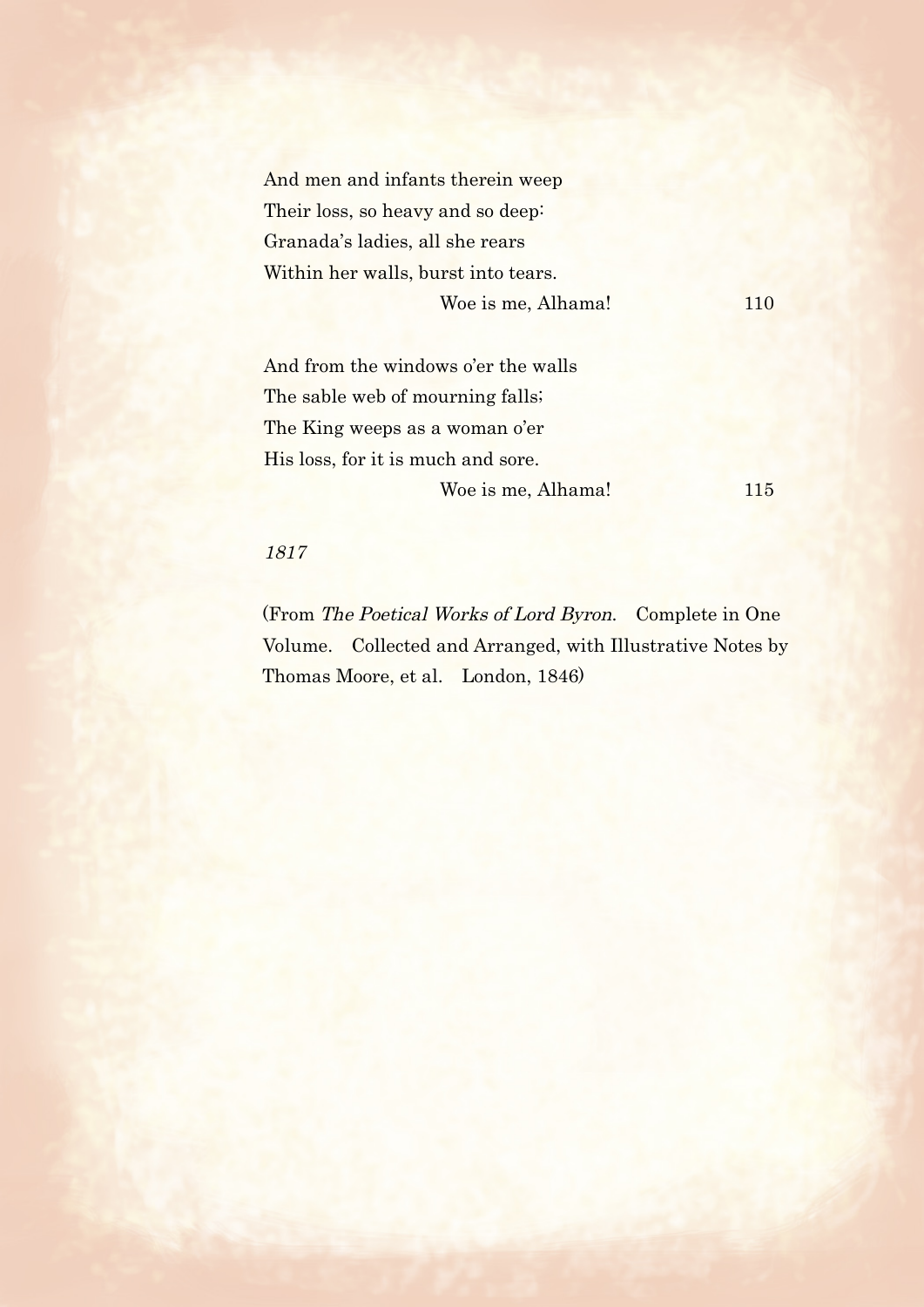And men and infants therein weep
Their loss, so heavy and so deep:
Granada's ladies, all she rears
Within her walls, burst into tears.
Woe is me, Alhama! 110

And from the windows o'er the walls
The sable web of mourning falls;
The King weeps as a woman o'er
His loss, for it is much and sore.
Woe is me, Alhama! 115

*1817*

(From *The Poetical Works of Lord Byron*. Complete in One Volume. Collected and Arranged, with Illustrative Notes by Thomas Moore, et al. London, 1846)